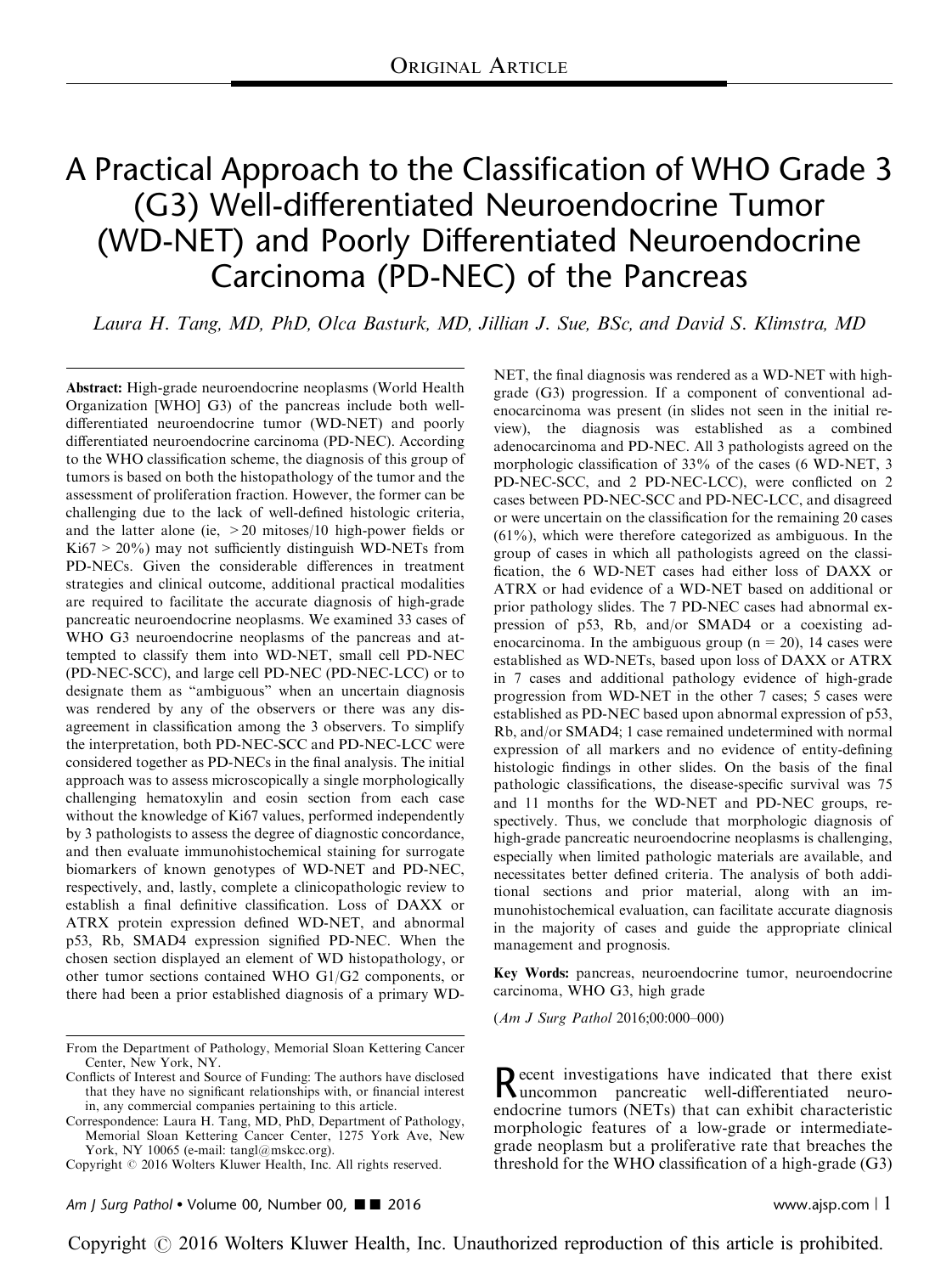ORIGINAL ARTICLE

# A Practical Approach to the Classification of WHO Grade 3 (G3) Well-differentiated Neuroendocrine Tumor (WD-NET) and Poorly Differentiated Neuroendocrine Carcinoma (PD-NEC) of the Pancreas

*Laura H. Tang, MD, PhD, Olca Basturk, MD, Jillian J. Sue, BSc, and David S. Klimstra, MD*

**Abstract:** High-grade neuroendocrine neoplasms (World Health Organization [WHO] G3) of the pancreas include both well-differentiated neuroendocrine tumor (WD-NET) and poorly differentiated neuroendocrine carcinoma (PD-NEC). According to the WHO classification scheme, the diagnosis of this group of tumors is based on both the histopathology of the tumor and the assessment of proliferation fraction. However, the former can be challenging due to the lack of well-defined histologic criteria, and the latter alone (ie, >20 mitoses/10 high-power fields or Ki67 > 20%) may not sufficiently distinguish WD-NETs from PD-NECs. Given the considerable differences in treatment strategies and clinical outcome, additional practical modalities are required to facilitate the accurate diagnosis of high-grade pancreatic neuroendocrine neoplasms. We examined 33 cases of WHO G3 neuroendocrine neoplasms of the pancreas and attempted to classify them into WD-NET, small cell PD-NEC (PD-NEC-SCC), and large cell PD-NEC (PD-NEC-LCC) or to designate them as "ambiguous" when an uncertain diagnosis was rendered by any of the observers or there was any disagreement in classification among the 3 observers. To simplify the interpretation, both PD-NEC-SCC and PD-NEC-LCC were considered together as PD-NECs in the final analysis. The initial approach was to assess microscopically a single morphologically challenging hematoxylin and eosin section from each case without the knowledge of Ki67 values, performed independently by 3 pathologists to assess the degree of diagnostic concordance, and then evaluate immunohistochemical staining for surrogate biomarkers of known genotypes of WD-NET and PD-NEC, respectively, and, lastly, complete a clinicopathologic review to establish a final definitive classification. Loss of DAXX or ATRX protein expression defined WD-NET, and abnormal p53, Rb, SMAD4 expression signified PD-NEC. When the chosen section displayed an element of WD histopathology, or other tumor sections contained WHO G1/G2 components, or there had been a prior established diagnosis of a primary WD-NET, the final diagnosis was rendered as a WD-NET with high-grade (G3) progression. If a component of conventional adenocarcinoma was present (in slides not seen in the initial review), the diagnosis was established as a combined adenocarcinoma and PD-NEC. All 3 pathologists agreed on the morphologic classification of 33% of the cases (6 WD-NET, 3 PD-NEC-SCC, and 2 PD-NEC-LCC), were conflicted on 2 cases between PD-NEC-SCC and PD-NEC-LCC, and disagreed or were uncertain on the classification for the remaining 20 cases (61%), which were therefore categorized as ambiguous. In the group of cases in which all pathologists agreed on the classification, the 6 WD-NET cases had either loss of DAXX or ATRX or had evidence of a WD-NET based on additional or prior pathology slides. The 7 PD-NEC cases had abnormal expression of p53, Rb, and/or SMAD4 or a coexisting adenocarcinoma. In the ambiguous group (n = 20), 14 cases were established as WD-NETs, based upon loss of DAXX or ATRX in 7 cases and additional pathology evidence of high-grade progression from WD-NET in the other 7 cases; 5 cases were established as PD-NEC based upon abnormal expression of p53, Rb, and/or SMAD4; 1 case remained undetermined with normal expression of all markers and no evidence of entity-defining histologic findings in other slides. On the basis of the final pathologic classifications, the disease-specific survival was 75 and 11 months for the WD-NET and PD-NEC groups, respectively. Thus, we conclude that morphologic diagnosis of high-grade pancreatic neuroendocrine neoplasms is challenging, especially when limited pathologic materials are available, and necessitates better defined criteria. The analysis of both additional sections and prior material, along with an immunohistochemical evaluation, can facilitate accurate diagnosis in the majority of cases and guide the appropriate clinical management and prognosis.

**Key Words:** pancreas, neuroendocrine tumor, neuroendocrine carcinoma, WHO G3, high grade

(*Am J Surg Pathol* 2016;00:000–000)

From the Department of Pathology, Memorial Sloan Kettering Cancer Center, New York, NY.

Conflicts of Interest and Source of Funding: The authors have disclosed that they have no significant relationships with, or financial interest in, any commercial companies pertaining to this article.

Correspondence: Laura H. Tang, MD, PhD, Department of Pathology, Memorial Sloan Kettering Cancer Center, 1275 York Ave, New York, NY 10065 (e-mail: tangl@mskcc.org).

Copyright © 2016 Wolters Kluwer Health, Inc. All rights reserved.

Recent investigations have indicated that there exist uncommon pancreatic well-differentiated neuroendocrine tumors (NETs) that can exhibit characteristic morphologic features of a low-grade or intermediate-grade neoplasm but a proliferative rate that breaches the threshold for the WHO classification of a high-grade (G3)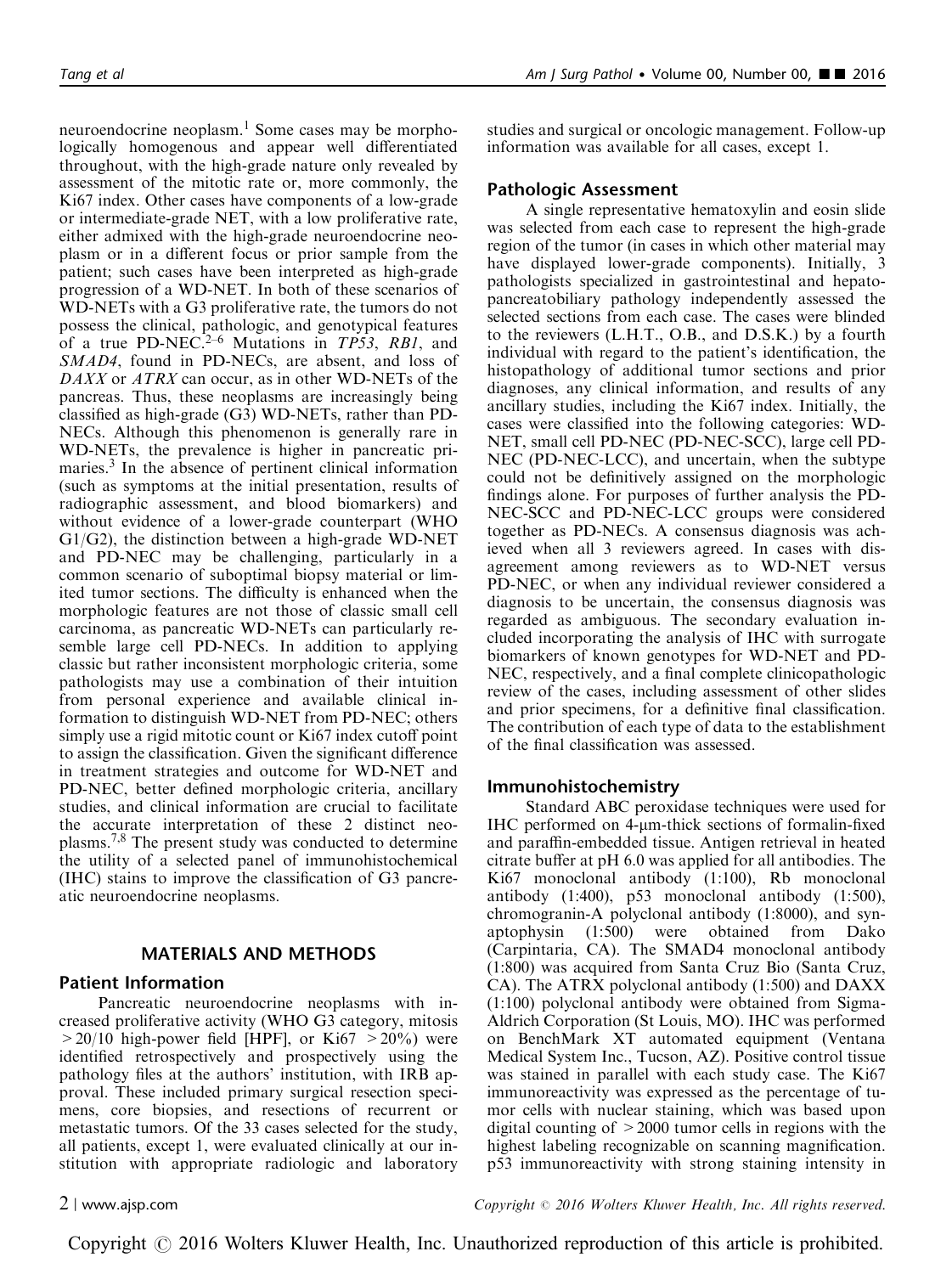neuroendocrine neoplasm.[1] Some cases may be morphologically homogenous and appear well differentiated throughout, with the high-grade nature only revealed by assessment of the mitotic rate or, more commonly, the Ki67 index. Other cases have components of a low-grade or intermediate-grade NET, with a low proliferative rate, either admixed with the high-grade neuroendocrine neoplasm or in a different focus or prior sample from the patient; such cases have been interpreted as high-grade progression of a WD-NET. In both of these scenarios of WD-NETs with a G3 proliferative rate, the tumors do not possess the clinical, pathologic, and genotypical features of a true PD-NEC.[2–6] Mutations in *TP53*, *RB1*, and *SMAD4*, found in PD-NECs, are absent, and loss of *DAXX* or *ATRX* can occur, as in other WD-NETs of the pancreas. Thus, these neoplasms are increasingly being classified as high-grade (G3) WD-NETs, rather than PD-NECs. Although this phenomenon is generally rare in WD-NETs, the prevalence is higher in pancreatic primaries.[3] In the absence of pertinent clinical information (such as symptoms at the initial presentation, results of radiographic assessment, and blood biomarkers) and without evidence of a lower-grade counterpart (WHO G1/G2), the distinction between a high-grade WD-NET and PD-NEC may be challenging, particularly in a common scenario of suboptimal biopsy material or limited tumor sections. The difficulty is enhanced when the morphologic features are not those of classic small cell carcinoma, as pancreatic WD-NETs can particularly resemble large cell PD-NECs. In addition to applying classic but rather inconsistent morphologic criteria, some pathologists may use a combination of their intuition from personal experience and available clinical information to distinguish WD-NET from PD-NEC; others simply use a rigid mitotic count or Ki67 index cutoff point to assign the classification. Given the significant difference in treatment strategies and outcome for WD-NET and PD-NEC, better defined morphologic criteria, ancillary studies, and clinical information are crucial to facilitate the accurate interpretation of these 2 distinct neoplasms.[7,8] The present study was conducted to determine the utility of a selected panel of immunohistochemical (IHC) stains to improve the classification of G3 pancreatic neuroendocrine neoplasms.

## MATERIALS AND METHODS

### Patient Information

Pancreatic neuroendocrine neoplasms with increased proliferative activity (WHO G3 category, mitosis >20/10 high-power field [HPF], or Ki67 >20%) were identified retrospectively and prospectively using the pathology files at the authors' institution, with IRB approval. These included primary surgical resection specimens, core biopsies, and resections of recurrent or metastatic tumors. Of the 33 cases selected for the study, all patients, except 1, were evaluated clinically at our institution with appropriate radiologic and laboratory studies and surgical or oncologic management. Follow-up information was available for all cases, except 1.

### Pathologic Assessment

A single representative hematoxylin and eosin slide was selected from each case to represent the high-grade region of the tumor (in cases in which other material may have displayed lower-grade components). Initially, 3 pathologists specialized in gastrointestinal and hepatopancreatobiliary pathology independently assessed the selected sections from each case. The cases were blinded to the reviewers (L.H.T., O.B., and D.S.K.) by a fourth individual with regard to the patient's identification, the histopathology of additional tumor sections and prior diagnoses, any clinical information, and results of any ancillary studies, including the Ki67 index. Initially, the cases were classified into the following categories: WD-NET, small cell PD-NEC (PD-NEC-SCC), large cell PD-NEC (PD-NEC-LCC), and uncertain, when the subtype could not be definitively assigned on the morphologic findings alone. For purposes of further analysis the PD-NEC-SCC and PD-NEC-LCC groups were considered together as PD-NECs. A consensus diagnosis was achieved when all 3 reviewers agreed. In cases with disagreement among reviewers as to WD-NET versus PD-NEC, or when any individual reviewer considered a diagnosis to be uncertain, the consensus diagnosis was regarded as ambiguous. The secondary evaluation included incorporating the analysis of IHC with surrogate biomarkers of known genotypes for WD-NET and PD-NEC, respectively, and a final complete clinicopathologic review of the cases, including assessment of other slides and prior specimens, for a definitive final classification. The contribution of each type of data to the establishment of the final classification was assessed.

### Immunohistochemistry

Standard ABC peroxidase techniques were used for IHC performed on 4-μm-thick sections of formalin-fixed and paraffin-embedded tissue. Antigen retrieval in heated citrate buffer at pH 6.0 was applied for all antibodies. The Ki67 monoclonal antibody (1:100), Rb monoclonal antibody (1:400), p53 monoclonal antibody (1:500), chromogranin-A polyclonal antibody (1:8000), and synaptophysin (1:500) were obtained from Dako (Carpintaria, CA). The SMAD4 monoclonal antibody (1:800) was acquired from Santa Cruz Bio (Santa Cruz, CA). The ATRX polyclonal antibody (1:500) and DAXX (1:100) polyclonal antibody were obtained from Sigma-Aldrich Corporation (St Louis, MO). IHC was performed on BenchMark XT automated equipment (Ventana Medical System Inc., Tucson, AZ). Positive control tissue was stained in parallel with each study case. The Ki67 immunoreactivity was expressed as the percentage of tumor cells with nuclear staining, which was based upon digital counting of >2000 tumor cells in regions with the highest labeling recognizable on scanning magnification. p53 immunoreactivity with strong staining intensity in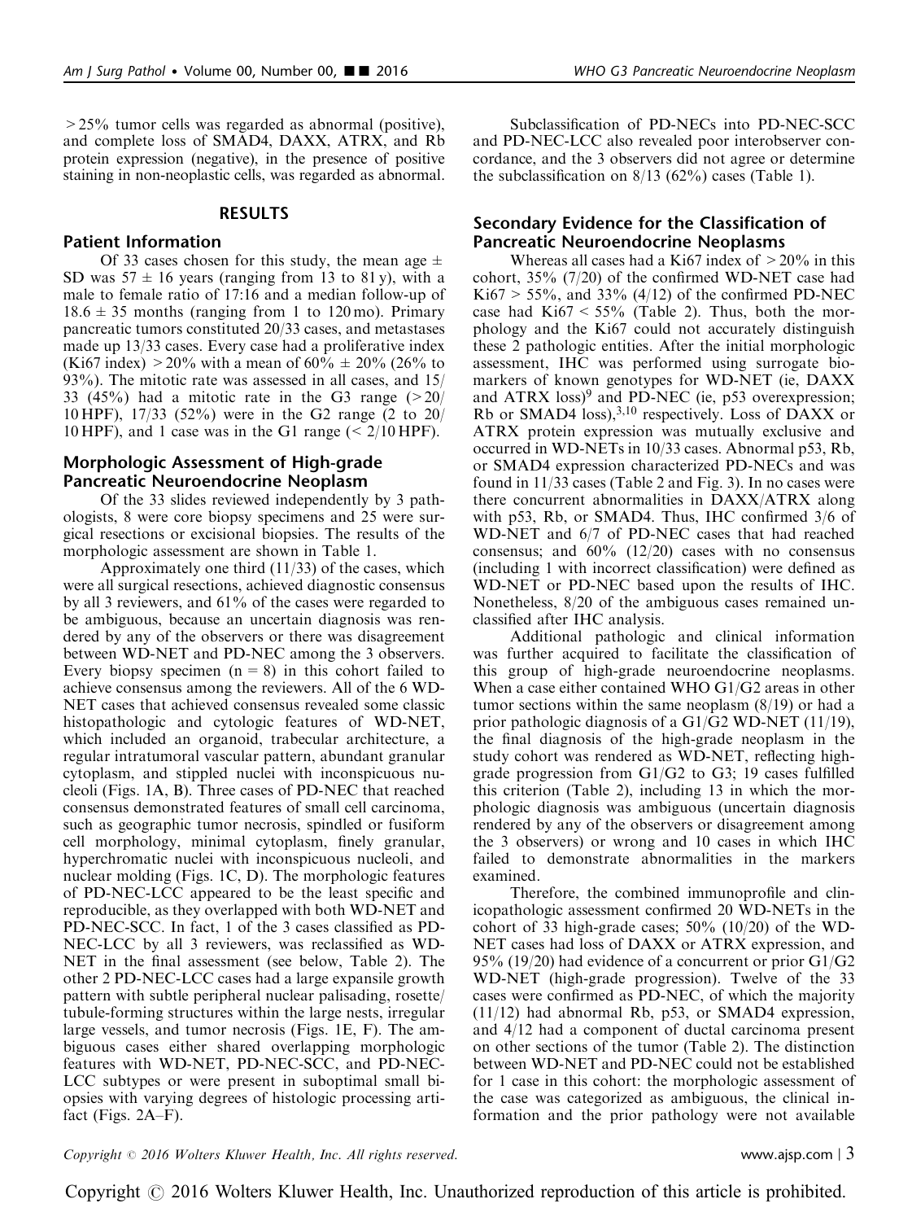> 25% tumor cells was regarded as abnormal (positive), and complete loss of SMAD4, DAXX, ATRX, and Rb protein expression (negative), in the presence of positive staining in non-neoplastic cells, was regarded as abnormal.

## RESULTS

### Patient Information

Of 33 cases chosen for this study, the mean age ± SD was 57 ± 16 years (ranging from 13 to 81 y), with a male to female ratio of 17:16 and a median follow-up of 18.6 ± 35 months (ranging from 1 to 120 mo). Primary pancreatic tumors constituted 20/33 cases, and metastases made up 13/33 cases. Every case had a proliferative index (Ki67 index) > 20% with a mean of 60% ± 20% (26% to 93%). The mitotic rate was assessed in all cases, and 15/33 (45%) had a mitotic rate in the G3 range (> 20/10 HPF), 17/33 (52%) were in the G2 range (2 to 20/10 HPF), and 1 case was in the G1 range (< 2/10 HPF).

### Morphologic Assessment of High-grade Pancreatic Neuroendocrine Neoplasm

Of the 33 slides reviewed independently by 3 pathologists, 8 were core biopsy specimens and 25 were surgical resections or excisional biopsies. The results of the morphologic assessment are shown in Table 1.

Approximately one third (11/33) of the cases, which were all surgical resections, achieved diagnostic consensus by all 3 reviewers, and 61% of the cases were regarded to be ambiguous, because an uncertain diagnosis was rendered by any of the observers or there was disagreement between WD-NET and PD-NEC among the 3 observers. Every biopsy specimen (n = 8) in this cohort failed to achieve consensus among the reviewers. All of the 6 WD-NET cases that achieved consensus revealed some classic histopathologic and cytologic features of WD-NET, which included an organoid, trabecular architecture, a regular intratumoral vascular pattern, abundant granular cytoplasm, and stippled nuclei with inconspicuous nucleoli (Figs. 1A, B). Three cases of PD-NEC that reached consensus demonstrated features of small cell carcinoma, such as geographic tumor necrosis, spindled or fusiform cell morphology, minimal cytoplasm, finely granular, hyperchromatic nuclei with inconspicuous nucleoli, and nuclear molding (Figs. 1C, D). The morphologic features of PD-NEC-LCC appeared to be the least specific and reproducible, as they overlapped with both WD-NET and PD-NEC-SCC. In fact, 1 of the 3 cases classified as PD-NEC-LCC by all 3 reviewers, was reclassified as WD-NET in the final assessment (see below, Table 2). The other 2 PD-NEC-LCC cases had a large expansile growth pattern with subtle peripheral nuclear palisading, rosette/tubule-forming structures within the large nests, irregular large vessels, and tumor necrosis (Figs. 1E, F). The ambiguous cases either shared overlapping morphologic features with WD-NET, PD-NEC-SCC, and PD-NEC-LCC subtypes or were present in suboptimal small biopsies with varying degrees of histologic processing artifact (Figs. 2A–F).

Subclassification of PD-NECs into PD-NEC-SCC and PD-NEC-LCC also revealed poor interobserver concordance, and the 3 observers did not agree or determine the subclassification on 8/13 (62%) cases (Table 1).

### Secondary Evidence for the Classification of Pancreatic Neuroendocrine Neoplasms

Whereas all cases had a Ki67 index of > 20% in this cohort, 35% (7/20) of the confirmed WD-NET case had Ki67 > 55%, and 33% (4/12) of the confirmed PD-NEC case had Ki67 < 55% (Table 2). Thus, both the morphology and the Ki67 could not accurately distinguish these 2 pathologic entities. After the initial morphologic assessment, IHC was performed using surrogate biomarkers of known genotypes for WD-NET (ie, DAXX and ATRX loss)[9] and PD-NEC (ie, p53 overexpression; Rb or SMAD4 loss),[3,10] respectively. Loss of DAXX or ATRX protein expression was mutually exclusive and occurred in WD-NETs in 10/33 cases. Abnormal p53, Rb, or SMAD4 expression characterized PD-NECs and was found in 11/33 cases (Table 2 and Fig. 3). In no cases were there concurrent abnormalities in DAXX/ATRX along with p53, Rb, or SMAD4. Thus, IHC confirmed 3/6 of WD-NET and 6/7 of PD-NEC cases that had reached consensus; and 60% (12/20) cases with no consensus (including 1 with incorrect classification) were defined as WD-NET or PD-NEC based upon the results of IHC. Nonetheless, 8/20 of the ambiguous cases remained unclassified after IHC analysis.

Additional pathologic and clinical information was further acquired to facilitate the classification of this group of high-grade neuroendocrine neoplasms. When a case either contained WHO G1/G2 areas in other tumor sections within the same neoplasm (8/19) or had a prior pathologic diagnosis of a G1/G2 WD-NET (11/19), the final diagnosis of the high-grade neoplasm in the study cohort was rendered as WD-NET, reflecting high-grade progression from G1/G2 to G3; 19 cases fulfilled this criterion (Table 2), including 13 in which the morphologic diagnosis was ambiguous (uncertain diagnosis rendered by any of the observers or disagreement among the 3 observers) or wrong and 10 cases in which IHC failed to demonstrate abnormalities in the markers examined.

Therefore, the combined immunoprofile and clinicopathologic assessment confirmed 20 WD-NETs in the cohort of 33 high-grade cases; 50% (10/20) of the WD-NET cases had loss of DAXX or ATRX expression, and 95% (19/20) had evidence of a concurrent or prior G1/G2 WD-NET (high-grade progression). Twelve of the 33 cases were confirmed as PD-NEC, of which the majority (11/12) had abnormal Rb, p53, or SMAD4 expression, and 4/12 had a component of ductal carcinoma present on other sections of the tumor (Table 2). The distinction between WD-NET and PD-NEC could not be established for 1 case in this cohort: the morphologic assessment of the case was categorized as ambiguous, the clinical information and the prior pathology were not available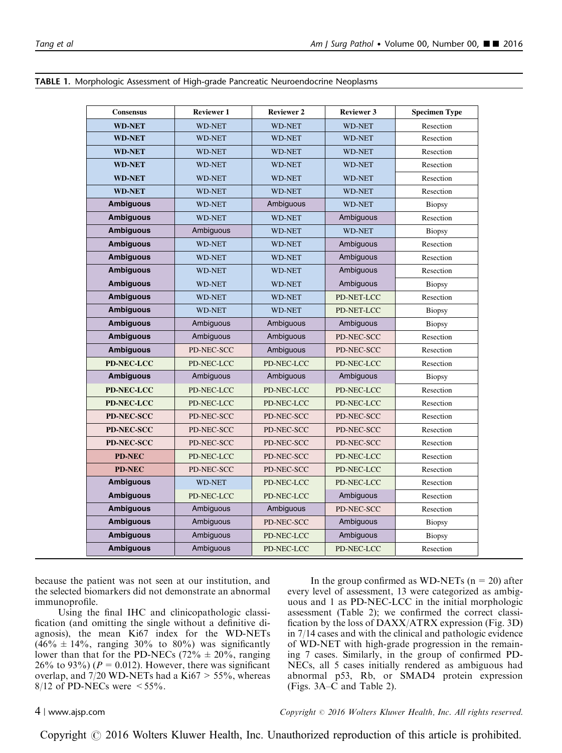**TABLE 1.** Morphologic Assessment of High-grade Pancreatic Neuroendocrine Neoplasms

| Consensus | Reviewer 1 | Reviewer 2 | Reviewer 3 | Specimen Type |
|---|---|---|---|---|
| WD-NET | WD-NET | WD-NET | WD-NET | Resection |
| WD-NET | WD-NET | WD-NET | WD-NET | Resection |
| WD-NET | WD-NET | WD-NET | WD-NET | Resection |
| WD-NET | WD-NET | WD-NET | WD-NET | Resection |
| WD-NET | WD-NET | WD-NET | WD-NET | Resection |
| WD-NET | WD-NET | WD-NET | WD-NET | Resection |
| Ambiguous | WD-NET | Ambiguous | WD-NET | Biopsy |
| Ambiguous | WD-NET | WD-NET | Ambiguous | Resection |
| Ambiguous | Ambiguous | WD-NET | WD-NET | Biopsy |
| Ambiguous | WD-NET | WD-NET | Ambiguous | Resection |
| Ambiguous | WD-NET | WD-NET | Ambiguous | Resection |
| Ambiguous | WD-NET | WD-NET | Ambiguous | Resection |
| Ambiguous | WD-NET | WD-NET | Ambiguous | Biopsy |
| Ambiguous | WD-NET | WD-NET | PD-NET-LCC | Resection |
| Ambiguous | WD-NET | WD-NET | PD-NET-LCC | Biopsy |
| Ambiguous | Ambiguous | Ambiguous | Ambiguous | Biopsy |
| Ambiguous | Ambiguous | Ambiguous | PD-NEC-SCC | Resection |
| Ambiguous | PD-NEC-SCC | Ambiguous | PD-NEC-SCC | Resection |
| PD-NEC-LCC | PD-NEC-LCC | PD-NEC-LCC | PD-NEC-LCC | Resection |
| Ambiguous | Ambiguous | Ambiguous | Ambiguous | Biopsy |
| PD-NEC-LCC | PD-NEC-LCC | PD-NEC-LCC | PD-NEC-LCC | Resection |
| PD-NEC-LCC | PD-NEC-LCC | PD-NEC-LCC | PD-NEC-LCC | Resection |
| PD-NEC-SCC | PD-NEC-SCC | PD-NEC-SCC | PD-NEC-SCC | Resection |
| PD-NEC-SCC | PD-NEC-SCC | PD-NEC-SCC | PD-NEC-SCC | Resection |
| PD-NEC-SCC | PD-NEC-SCC | PD-NEC-SCC | PD-NEC-SCC | Resection |
| PD-NEC | PD-NEC-LCC | PD-NEC-SCC | PD-NEC-LCC | Resection |
| PD-NEC | PD-NEC-SCC | PD-NEC-SCC | PD-NEC-LCC | Resection |
| Ambiguous | WD-NET | PD-NEC-LCC | PD-NEC-LCC | Resection |
| Ambiguous | PD-NEC-LCC | PD-NEC-LCC | Ambiguous | Resection |
| Ambiguous | Ambiguous | Ambiguous | PD-NEC-SCC | Resection |
| Ambiguous | Ambiguous | PD-NEC-SCC | Ambiguous | Biopsy |
| Ambiguous | Ambiguous | PD-NEC-LCC | Ambiguous | Biopsy |
| Ambiguous | Ambiguous | PD-NEC-LCC | PD-NEC-LCC | Resection |

because the patient was not seen at our institution, and the selected biomarkers did not demonstrate an abnormal immunoprofile.

Using the final IHC and clinicopathologic classification (and omitting the single without a definitive diagnosis), the mean Ki67 index for the WD-NETs ($46\% \pm 14\%$, ranging 30% to 80%) was significantly lower than that for the PD-NECs ($72\% \pm 20\%$, ranging 26% to 93%) ($P = 0.012$). However, there was significant overlap, and 7/20 WD-NETs had a Ki67 > 55%, whereas 8/12 of PD-NECs were < 55%.

In the group confirmed as WD-NETs (n = 20) after every level of assessment, 13 were categorized as ambiguous and 1 as PD-NEC-LCC in the initial morphologic assessment (Table 2); we confirmed the correct classification by the loss of DAXX/ATRX expression (Fig. 3D) in 7/14 cases and with the clinical and pathologic evidence of WD-NET with high-grade progression in the remaining 7 cases. Similarly, in the group of confirmed PD-NECs, all 5 cases initially rendered as ambiguous had abnormal p53, Rb, or SMAD4 protein expression (Figs. 3A–C and Table 2).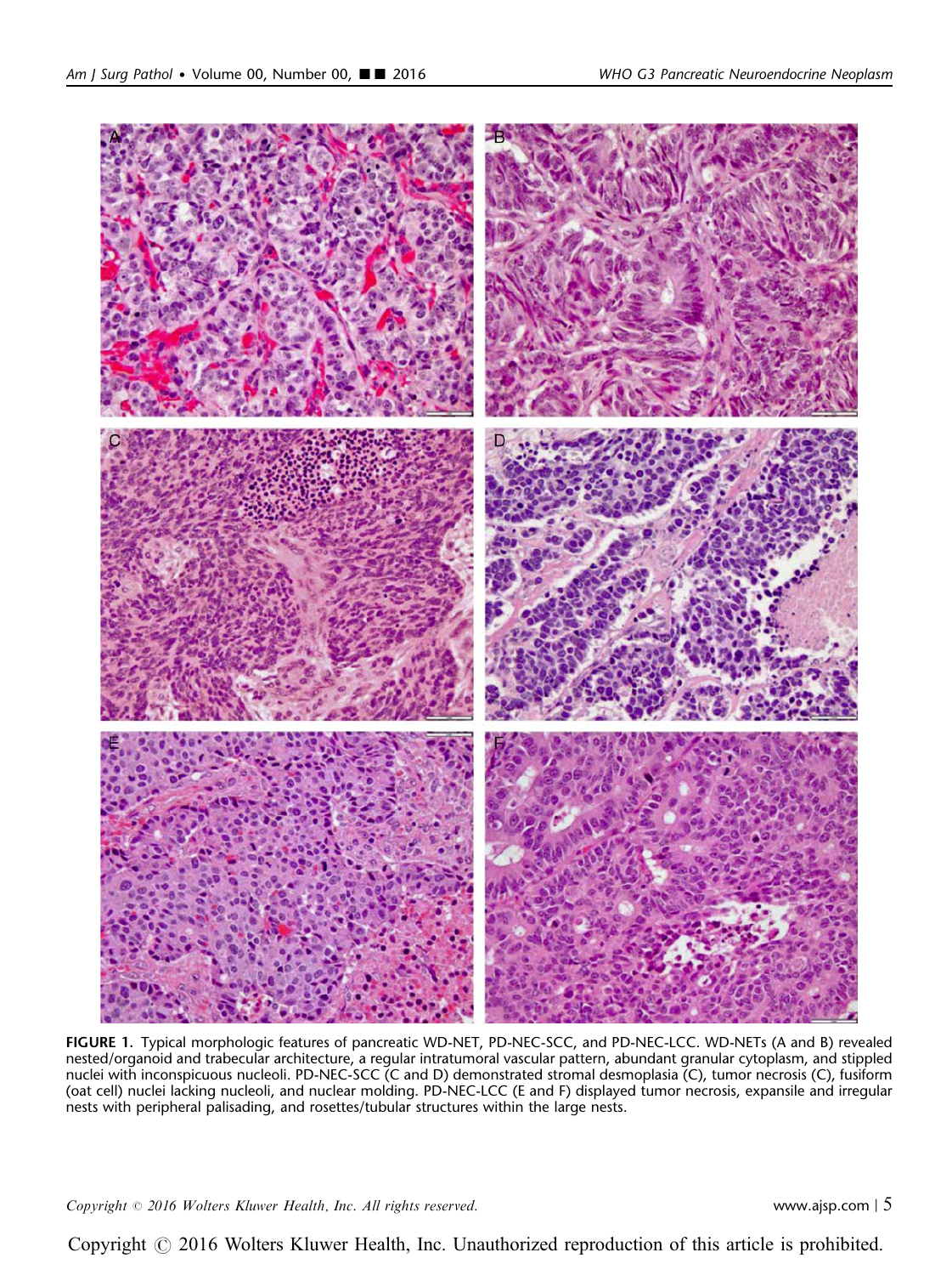**FIGURE 1.** Typical morphologic features of pancreatic WD-NET, PD-NEC-SCC, and PD-NEC-LCC. WD-NETs (A and B) revealed nested/organoid and trabecular architecture, a regular intratumoral vascular pattern, abundant granular cytoplasm, and stippled nuclei with inconspicuous nucleoli. PD-NEC-SCC (C and D) demonstrated stromal desmoplasia (C), tumor necrosis (C), fusiform (oat cell) nuclei lacking nucleoli, and nuclear molding. PD-NEC-LCC (E and F) displayed tumor necrosis, expansile and irregular nests with peripheral palisading, and rosettes/tubular structures within the large nests.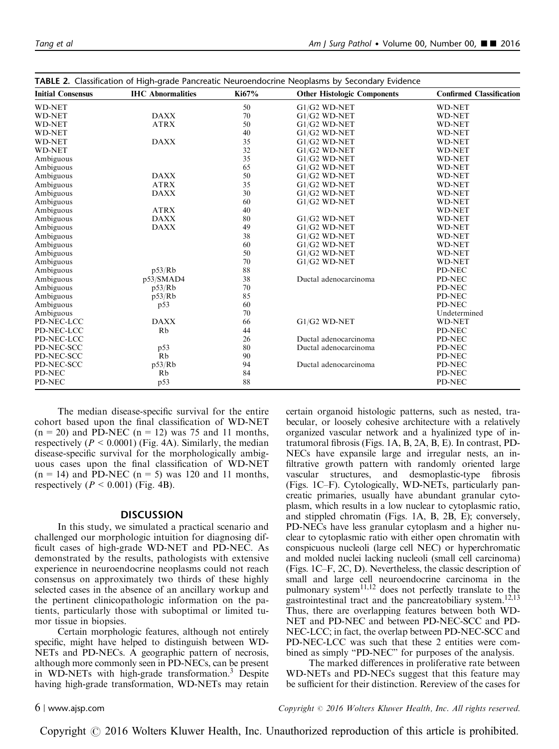**TABLE 2.** Classification of High-grade Pancreatic Neuroendocrine Neoplasms by Secondary Evidence

| Initial Consensus | IHC Abnormalities | Ki67% | Other Histologic Components | Confirmed Classification |
|---|---|---|---|---|
| WD-NET | | 50 | G1/G2 WD-NET | WD-NET |
| WD-NET | DAXX | 70 | G1/G2 WD-NET | WD-NET |
| WD-NET | ATRX | 50 | G1/G2 WD-NET | WD-NET |
| WD-NET | | 40 | G1/G2 WD-NET | WD-NET |
| WD-NET | DAXX | 35 | G1/G2 WD-NET | WD-NET |
| WD-NET | | 32 | G1/G2 WD-NET | WD-NET |
| Ambiguous | | 35 | G1/G2 WD-NET | WD-NET |
| Ambiguous | | 65 | G1/G2 WD-NET | WD-NET |
| Ambiguous | DAXX | 50 | G1/G2 WD-NET | WD-NET |
| Ambiguous | ATRX | 35 | G1/G2 WD-NET | WD-NET |
| Ambiguous | DAXX | 30 | G1/G2 WD-NET | WD-NET |
| Ambiguous | | 60 | G1/G2 WD-NET | WD-NET |
| Ambiguous | ATRX | 40 | | WD-NET |
| Ambiguous | DAXX | 80 | G1/G2 WD-NET | WD-NET |
| Ambiguous | DAXX | 49 | G1/G2 WD-NET | WD-NET |
| Ambiguous | | 38 | G1/G2 WD-NET | WD-NET |
| Ambiguous | | 60 | G1/G2 WD-NET | WD-NET |
| Ambiguous | | 50 | G1/G2 WD-NET | WD-NET |
| Ambiguous | | 70 | G1/G2 WD-NET | WD-NET |
| Ambiguous | p53/Rb | 88 | | PD-NEC |
| Ambiguous | p53/SMAD4 | 38 | Ductal adenocarcinoma | PD-NEC |
| Ambiguous | p53/Rb | 70 | | PD-NEC |
| Ambiguous | p53/Rb | 85 | | PD-NEC |
| Ambiguous | p53 | 60 | | PD-NEC |
| Ambiguous | | 70 | | Undetermined |
| PD-NEC-LCC | DAXX | 66 | G1/G2 WD-NET | WD-NET |
| PD-NEC-LCC | Rb | 44 | | PD-NEC |
| PD-NEC-LCC | | 26 | Ductal adenocarcinoma | PD-NEC |
| PD-NEC-SCC | p53 | 80 | Ductal adenocarcinoma | PD-NEC |
| PD-NEC-SCC | Rb | 90 | | PD-NEC |
| PD-NEC-SCC | p53/Rb | 94 | Ductal adenocarcinoma | PD-NEC |
| PD-NEC | Rb | 84 | | PD-NEC |
| PD-NEC | p53 | 88 | | PD-NEC |

The median disease-specific survival for the entire cohort based upon the final classification of WD-NET ($n = 20$) and PD-NEC ($n = 12$) was 75 and 11 months, respectively ($P < 0.0001$) (Fig. 4A). Similarly, the median disease-specific survival for the morphologically ambiguous cases upon the final classification of WD-NET ($n = 14$) and PD-NEC ($n = 5$) was 120 and 11 months, respectively ($P < 0.001$) (Fig. 4B).

## DISCUSSION

In this study, we simulated a practical scenario and challenged our morphologic intuition for diagnosing difficult cases of high-grade WD-NET and PD-NEC. As demonstrated by the results, pathologists with extensive experience in neuroendocrine neoplasms could not reach consensus on approximately two thirds of these highly selected cases in the absence of an ancillary workup and the pertinent clinicopathologic information on the patients, particularly those with suboptimal or limited tumor tissue in biopsies.

Certain morphologic features, although not entirely specific, might have helped to distinguish between WD-NETs and PD-NECs. A geographic pattern of necrosis, although more commonly seen in PD-NECs, can be present in WD-NETs with high-grade transformation.[3] Despite having high-grade transformation, WD-NETs may retain certain organoid histologic patterns, such as nested, trabecular, or loosely cohesive architecture with a relatively organized vascular network and a hyalinized type of intratumoral fibrosis (Figs. 1A, B, 2A, B, E). In contrast, PD-NECs have expansile large and irregular nests, an infiltrative growth pattern with randomly oriented large vascular structures, and desmoplastic-type fibrosis (Figs. 1C–F). Cytologically, WD-NETs, particularly pancreatic primaries, usually have abundant granular cytoplasm, which results in a low nuclear to cytoplasmic ratio, and stippled chromatin (Figs. 1A, B, 2B, E); conversely, PD-NECs have less granular cytoplasm and a higher nuclear to cytoplasmic ratio with either open chromatin with conspicuous nucleoli (large cell NEC) or hyperchromatic and molded nuclei lacking nucleoli (small cell carcinoma) (Figs. 1C–F, 2C, D). Nevertheless, the classic description of small and large cell neuroendocrine carcinoma in the pulmonary system[11,12] does not perfectly translate to the gastrointestinal tract and the pancreatobiliary system.[12,13] Thus, there are overlapping features between both WD-NET and PD-NEC and between PD-NEC-SCC and PD-NEC-LCC; in fact, the overlap between PD-NEC-SCC and PD-NEC-LCC was such that these 2 entities were combined as simply "PD-NEC" for purposes of the analysis.

The marked differences in proliferative rate between WD-NETs and PD-NECs suggest that this feature may be sufficient for their distinction. Rereview of the cases for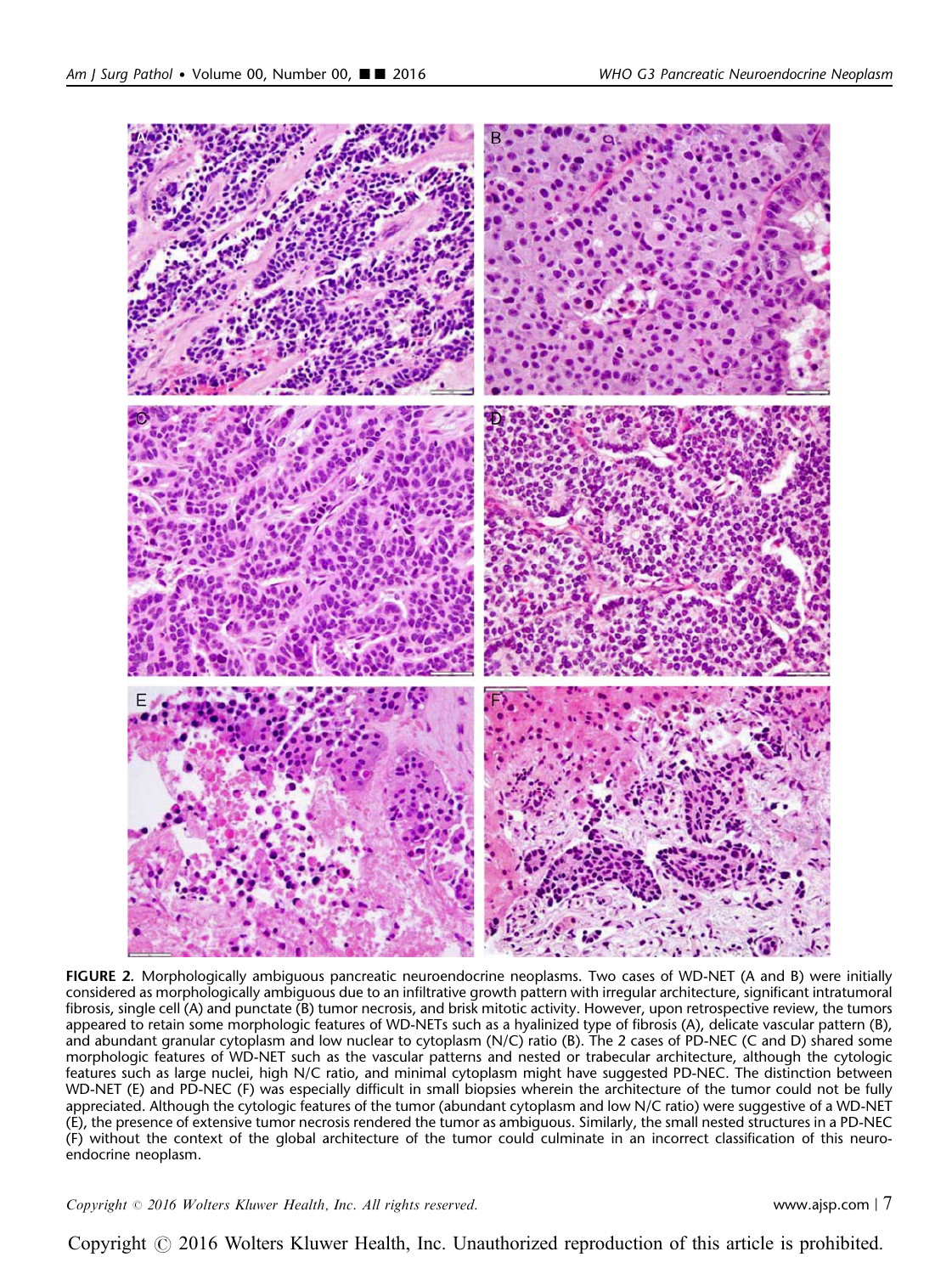**FIGURE 2.** Morphologically ambiguous pancreatic neuroendocrine neoplasms. Two cases of WD-NET (A and B) were initially considered as morphologically ambiguous due to an infiltrative growth pattern with irregular architecture, significant intratumoral fibrosis, single cell (A) and punctate (B) tumor necrosis, and brisk mitotic activity. However, upon retrospective review, the tumors appeared to retain some morphologic features of WD-NETs such as a hyalinized type of fibrosis (A), delicate vascular pattern (B), and abundant granular cytoplasm and low nuclear to cytoplasm (N/C) ratio (B). The 2 cases of PD-NEC (C and D) shared some morphologic features of WD-NET such as the vascular patterns and nested or trabecular architecture, although the cytologic features such as large nuclei, high N/C ratio, and minimal cytoplasm might have suggested PD-NEC. The distinction between WD-NET (E) and PD-NEC (F) was especially difficult in small biopsies wherein the architecture of the tumor could not be fully appreciated. Although the cytologic features of the tumor (abundant cytoplasm and low N/C ratio) were suggestive of a WD-NET (E), the presence of extensive tumor necrosis rendered the tumor as ambiguous. Similarly, the small nested structures in a PD-NEC (F) without the context of the global architecture of the tumor could culminate in an incorrect classification of this neuroendocrine neoplasm.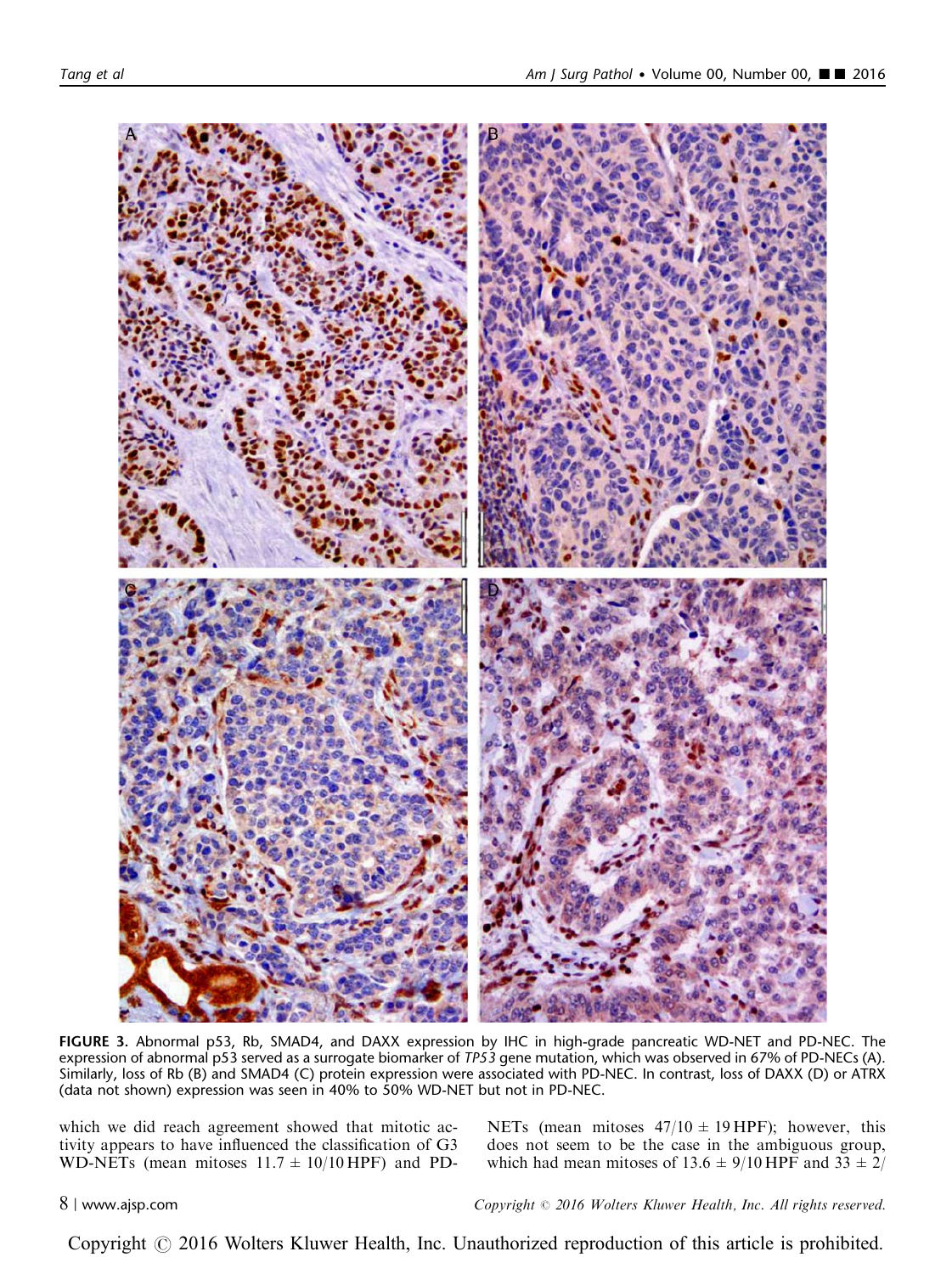**FIGURE 3.** Abnormal p53, Rb, SMAD4, and DAXX expression by IHC in high-grade pancreatic WD-NET and PD-NEC. The expression of abnormal p53 served as a surrogate biomarker of *TP53* gene mutation, which was observed in 67% of PD-NECs (A). Similarly, loss of Rb (B) and SMAD4 (C) protein expression were associated with PD-NEC. In contrast, loss of DAXX (D) or ATRX (data not shown) expression was seen in 40% to 50% WD-NET but not in PD-NEC.

which we did reach agreement showed that mitotic activity appears to have influenced the classification of G3 WD-NETs (mean mitoses $11.7 \pm 10/10$ HPF) and PD-NETs (mean mitoses $47/10 \pm 19$ HPF); however, this does not seem to be the case in the ambiguous group, which had mean mitoses of $13.6 \pm 9/10$ HPF and $33 \pm 2/$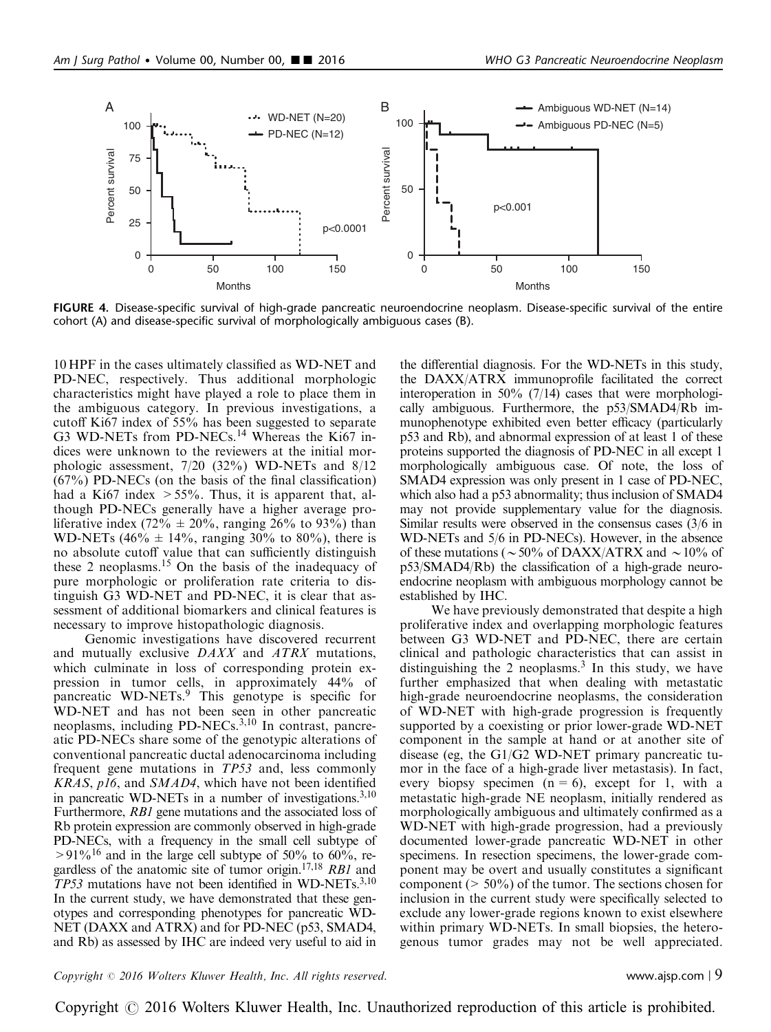FIGURE 4. Disease-specific survival of high-grade pancreatic neuroendocrine neoplasm. Disease-specific survival of the entire cohort (A) and disease-specific survival of morphologically ambiguous cases (B).

10 HPF in the cases ultimately classified as WD-NET and PD-NEC, respectively. Thus additional morphologic characteristics might have played a role to place them in the ambiguous category. In previous investigations, a cutoff Ki67 index of 55% has been suggested to separate G3 WD-NETs from PD-NECs.[14] Whereas the Ki67 indices were unknown to the reviewers at the initial morphologic assessment, 7/20 (32%) WD-NETs and 8/12 (67%) PD-NECs (on the basis of the final classification) had a Ki67 index > 55%. Thus, it is apparent that, although PD-NECs generally have a higher average proliferative index (72% ± 20%, ranging 26% to 93%) than WD-NETs (46% ± 14%, ranging 30% to 80%), there is no absolute cutoff value that can sufficiently distinguish these 2 neoplasms.[15] On the basis of the inadequacy of pure morphologic or proliferation rate criteria to distinguish G3 WD-NET and PD-NEC, it is clear that assessment of additional biomarkers and clinical features is necessary to improve histopathologic diagnosis.

Genomic investigations have discovered recurrent and mutually exclusive *DAXX* and *ATRX* mutations, which culminate in loss of corresponding protein expression in tumor cells, in approximately 44% of pancreatic WD-NETs.[9] This genotype is specific for WD-NET and has not been seen in other pancreatic neoplasms, including PD-NECs.[3,10] In contrast, pancreatic PD-NECs share some of the genotypic alterations of conventional pancreatic ductal adenocarcinoma including frequent gene mutations in *TP53* and, less commonly *KRAS*, *p16*, and *SMAD4*, which have not been identified in pancreatic WD-NETs in a number of investigations.[3,10] Furthermore, *RB1* gene mutations and the associated loss of Rb protein expression are commonly observed in high-grade PD-NECs, with a frequency in the small cell subtype of > 91%[16] and in the large cell subtype of 50% to 60%, regardless of the anatomic site of tumor origin.[17,18] *RB1* and *TP53* mutations have not been identified in WD-NETs.[3,10] In the current study, we have demonstrated that these genotypes and corresponding phenotypes for pancreatic WD-NET (DAXX and ATRX) and for PD-NEC (p53, SMAD4, and Rb) as assessed by IHC are indeed very useful to aid in the differential diagnosis. For the WD-NETs in this study, the DAXX/ATRX immunoprofile facilitated the correct interoperation in 50% (7/14) cases that were morphologically ambiguous. Furthermore, the p53/SMAD4/Rb immunophenotype exhibited even better efficacy (particularly p53 and Rb), and abnormal expression of at least 1 of these proteins supported the diagnosis of PD-NEC in all except 1 morphologically ambiguous case. Of note, the loss of SMAD4 expression was only present in 1 case of PD-NEC, which also had a p53 abnormality; thus inclusion of SMAD4 may not provide supplementary value for the diagnosis. Similar results were observed in the consensus cases (3/6 in WD-NETs and 5/6 in PD-NECs). However, in the absence of these mutations (~50% of DAXX/ATRX and ~10% of p53/SMAD4/Rb) the classification of a high-grade neuroendocrine neoplasm with ambiguous morphology cannot be established by IHC.

We have previously demonstrated that despite a high proliferative index and overlapping morphologic features between G3 WD-NET and PD-NEC, there are certain clinical and pathologic characteristics that can assist in distinguishing the 2 neoplasms.[3] In this study, we have further emphasized that when dealing with metastatic high-grade neuroendocrine neoplasms, the consideration of WD-NET with high-grade progression is frequently supported by a coexisting or prior lower-grade WD-NET component in the sample at hand or at another site of disease (eg, the G1/G2 WD-NET primary pancreatic tumor in the face of a high-grade liver metastasis). In fact, every biopsy specimen (n = 6), except for 1, with a metastatic high-grade NE neoplasm, initially rendered as morphologically ambiguous and ultimately confirmed as a WD-NET with high-grade progression, had a previously documented lower-grade pancreatic WD-NET in other specimens. In resection specimens, the lower-grade component may be overt and usually constitutes a significant component (> 50%) of the tumor. The sections chosen for inclusion in the current study were specifically selected to exclude any lower-grade regions known to exist elsewhere within primary WD-NETs. In small biopsies, the heterogenous tumor grades may not be well appreciated.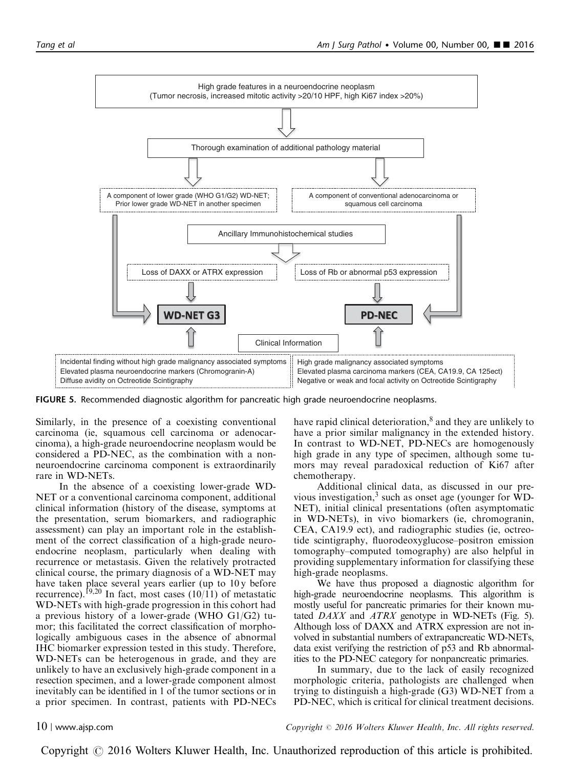High grade features in a neuroendocrine neoplasm
(Tumor necrosis, increased mitotic activity >20/10 HPF, high Ki67 index >20%)

Thorough examination of additional pathology material

A component of lower grade (WHO G1/G2) WD-NET; Prior lower grade WD-NET in another specimen

A component of conventional adenocarcinoma or squamous cell carcinoma

Ancillary Immunohistochemical studies

Loss of DAXX or ATRX expression

Loss of Rb or abnormal p53 expression

**WD-NET G3**

**PD-NEC**

Clinical Information

Incidental finding without high grade malignancy associated symptoms
Elevated plasma neuroendocrine markers (Chromogranin-A)
Diffuse avidity on Octreotide Scintigraphy

High grade malignancy associated symptoms
Elevated plasma carcinoma markers (CEA, CA19.9, CA 125ect)
Negative or weak and focal activity on Octreotide Scintigraphy

**FIGURE 5.** Recommended diagnostic algorithm for pancreatic high grade neuroendocrine neoplasms.

Similarly, in the presence of a coexisting conventional carcinoma (ie, squamous cell carcinoma or adenocarcinoma), a high-grade neuroendocrine neoplasm would be considered a PD-NEC, as the combination with a nonneuroendocrine carcinoma component is extraordinarily rare in WD-NETs.

In the absence of a coexisting lower-grade WD-NET or a conventional carcinoma component, additional clinical information (history of the disease, symptoms at the presentation, serum biomarkers, and radiographic assessment) can play an important role in the establishment of the correct classification of a high-grade neuroendocrine neoplasm, particularly when dealing with recurrence or metastasis. Given the relatively protracted clinical course, the primary diagnosis of a WD-NET may have taken place several years earlier (up to 10 y before recurrence).[19,20] In fact, most cases (10/11) of metastatic WD-NETs with high-grade progression in this cohort had a previous history of a lower-grade (WHO G1/G2) tumor; this facilitated the correct classification of morphologically ambiguous cases in the absence of abnormal IHC biomarker expression tested in this study. Therefore, WD-NETs can be heterogenous in grade, and they are unlikely to have an exclusively high-grade component in a resection specimen, and a lower-grade component almost inevitably can be identified in 1 of the tumor sections or in a prior specimen. In contrast, patients with PD-NECs have rapid clinical deterioration,[8] and they are unlikely to have a prior similar malignancy in the extended history. In contrast to WD-NET, PD-NECs are homogenously high grade in any type of specimen, although some tumors may reveal paradoxical reduction of Ki67 after chemotherapy.

Additional clinical data, as discussed in our previous investigation,[3] such as onset age (younger for WD-NET), initial clinical presentations (often asymptomatic in WD-NETs), in vivo biomarkers (ie, chromogranin, CEA, CA19.9 ect), and radiographic studies (ie, octreotide scintigraphy, fluorodeoxyglucose–positron emission tomography–computed tomography) are also helpful in providing supplementary information for classifying these high-grade neoplasms.

We have thus proposed a diagnostic algorithm for high-grade neuroendocrine neoplasms. This algorithm is mostly useful for pancreatic primaries for their known mutated *DAXX* and *ATRX* genotype in WD-NETs (Fig. 5). Although loss of DAXX and ATRX expression are not involved in substantial numbers of extrapancreatic WD-NETs, data exist verifying the restriction of p53 and Rb abnormalities to the PD-NEC category for nonpancreatic primaries.

In summary, due to the lack of easily recognized morphologic criteria, pathologists are challenged when trying to distinguish a high-grade (G3) WD-NET from a PD-NEC, which is critical for clinical treatment decisions.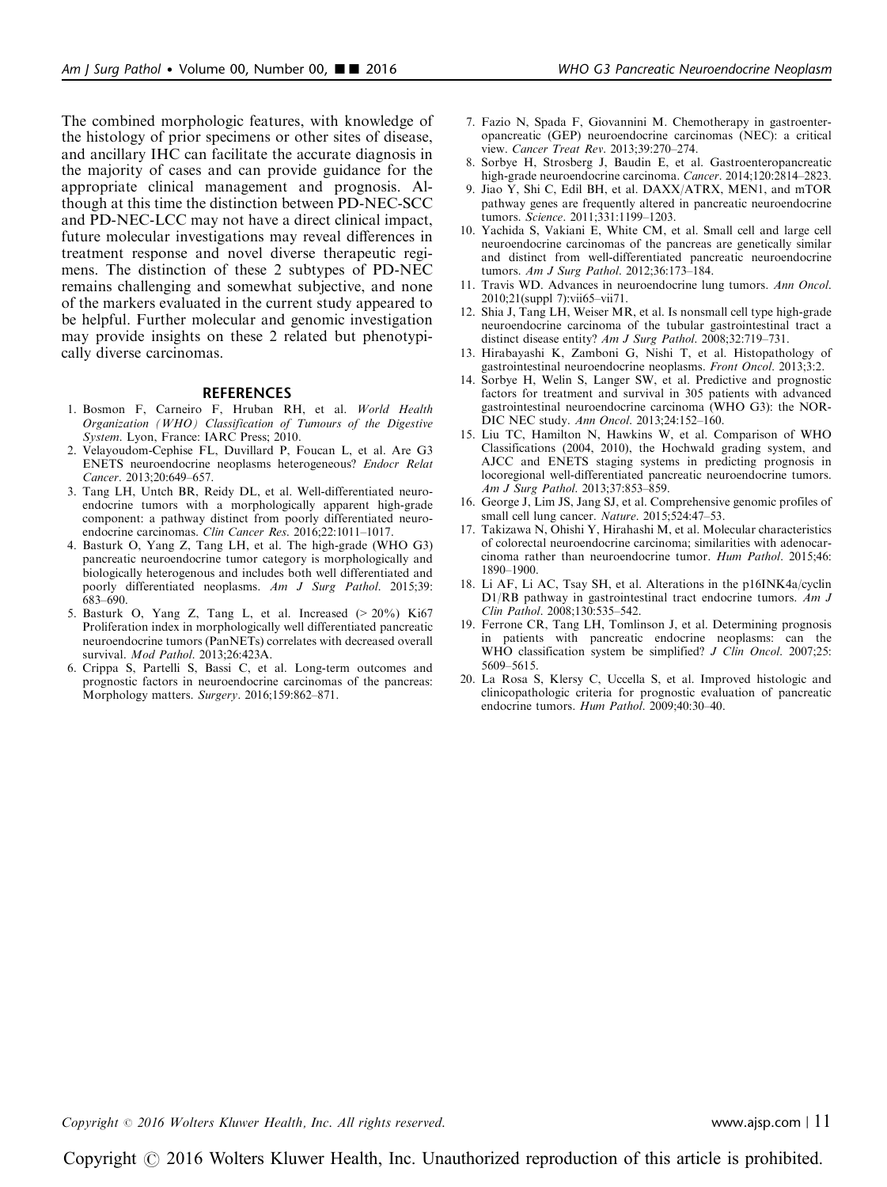The combined morphologic features, with knowledge of the histology of prior specimens or other sites of disease, and ancillary IHC can facilitate the accurate diagnosis in the majority of cases and can provide guidance for the appropriate clinical management and prognosis. Although at this time the distinction between PD-NEC-SCC and PD-NEC-LCC may not have a direct clinical impact, future molecular investigations may reveal differences in treatment response and novel diverse therapeutic regimens. The distinction of these 2 subtypes of PD-NEC remains challenging and somewhat subjective, and none of the markers evaluated in the current study appeared to be helpful. Further molecular and genomic investigation may provide insights on these 2 related but phenotypically diverse carcinomas.

## REFERENCES

1. Bosmon F, Carneiro F, Hruban RH, et al. *World Health Organization (WHO) Classification of Tumours of the Digestive System*. Lyon, France: IARC Press; 2010.
2. Velayoudom-Cephise FL, Duvillard P, Foucan L, et al. Are G3 ENETS neuroendocrine neoplasms heterogeneous? *Endocr Relat Cancer*. 2013;20:649–657.
3. Tang LH, Untch BR, Reidy DL, et al. Well-differentiated neuroendocrine tumors with a morphologically apparent high-grade component: a pathway distinct from poorly differentiated neuroendocrine carcinomas. *Clin Cancer Res*. 2016;22:1011–1017.
4. Basturk O, Yang Z, Tang LH, et al. The high-grade (WHO G3) pancreatic neuroendocrine tumor category is morphologically and biologically heterogenous and includes both well differentiated and poorly differentiated neoplasms. *Am J Surg Pathol*. 2015;39: 683–690.
5. Basturk O, Yang Z, Tang L, et al. Increased (> 20%) Ki67 Proliferation index in morphologically well differentiated pancreatic neuroendocrine tumors (PanNETs) correlates with decreased overall survival. *Mod Pathol*. 2013;26:423A.
6. Crippa S, Partelli S, Bassi C, et al. Long-term outcomes and prognostic factors in neuroendocrine carcinomas of the pancreas: Morphology matters. *Surgery*. 2016;159:862–871.
7. Fazio N, Spada F, Giovannini M. Chemotherapy in gastroenteropancreatic (GEP) neuroendocrine carcinomas (NEC): a critical view. *Cancer Treat Rev*. 2013;39:270–274.
8. Sorbye H, Strosberg J, Baudin E, et al. Gastroenteropancreatic high-grade neuroendocrine carcinoma. *Cancer*. 2014;120:2814–2823.
9. Jiao Y, Shi C, Edil BH, et al. DAXX/ATRX, MEN1, and mTOR pathway genes are frequently altered in pancreatic neuroendocrine tumors. *Science*. 2011;331:1199–1203.
10. Yachida S, Vakiani E, White CM, et al. Small cell and large cell neuroendocrine carcinomas of the pancreas are genetically similar and distinct from well-differentiated pancreatic neuroendocrine tumors. *Am J Surg Pathol*. 2012;36:173–184.
11. Travis WD. Advances in neuroendocrine lung tumors. *Ann Oncol*. 2010;21(suppl 7):vii65–vii71.
12. Shia J, Tang LH, Weiser MR, et al. Is nonsmall cell type high-grade neuroendocrine carcinoma of the tubular gastrointestinal tract a distinct disease entity? *Am J Surg Pathol*. 2008;32:719–731.
13. Hirabayashi K, Zamboni G, Nishi T, et al. Histopathology of gastrointestinal neuroendocrine neoplasms. *Front Oncol*. 2013;3:2.
14. Sorbye H, Welin S, Langer SW, et al. Predictive and prognostic factors for treatment and survival in 305 patients with advanced gastrointestinal neuroendocrine carcinoma (WHO G3): the NORDIC NEC study. *Ann Oncol*. 2013;24:152–160.
15. Liu TC, Hamilton N, Hawkins W, et al. Comparison of WHO Classifications (2004, 2010), the Hochwald grading system, and AJCC and ENETS staging systems in predicting prognosis in locoregional well-differentiated pancreatic neuroendocrine tumors. *Am J Surg Pathol*. 2013;37:853–859.
16. George J, Lim JS, Jang SJ, et al. Comprehensive genomic profiles of small cell lung cancer. *Nature*. 2015;524:47–53.
17. Takizawa N, Ohishi Y, Hirahashi M, et al. Molecular characteristics of colorectal neuroendocrine carcinoma; similarities with adenocarcinoma rather than neuroendocrine tumor. *Hum Pathol*. 2015;46: 1890–1900.
18. Li AF, Li AC, Tsay SH, et al. Alterations in the p16INK4a/cyclin D1/RB pathway in gastrointestinal tract endocrine tumors. *Am J Clin Pathol*. 2008;130:535–542.
19. Ferrone CR, Tang LH, Tomlinson J, et al. Determining prognosis in patients with pancreatic endocrine neoplasms: can the WHO classification system be simplified? *J Clin Oncol*. 2007;25: 5609–5615.
20. La Rosa S, Klersy C, Uccella S, et al. Improved histologic and clinicopathologic criteria for prognostic evaluation of pancreatic endocrine tumors. *Hum Pathol*. 2009;40:30–40.